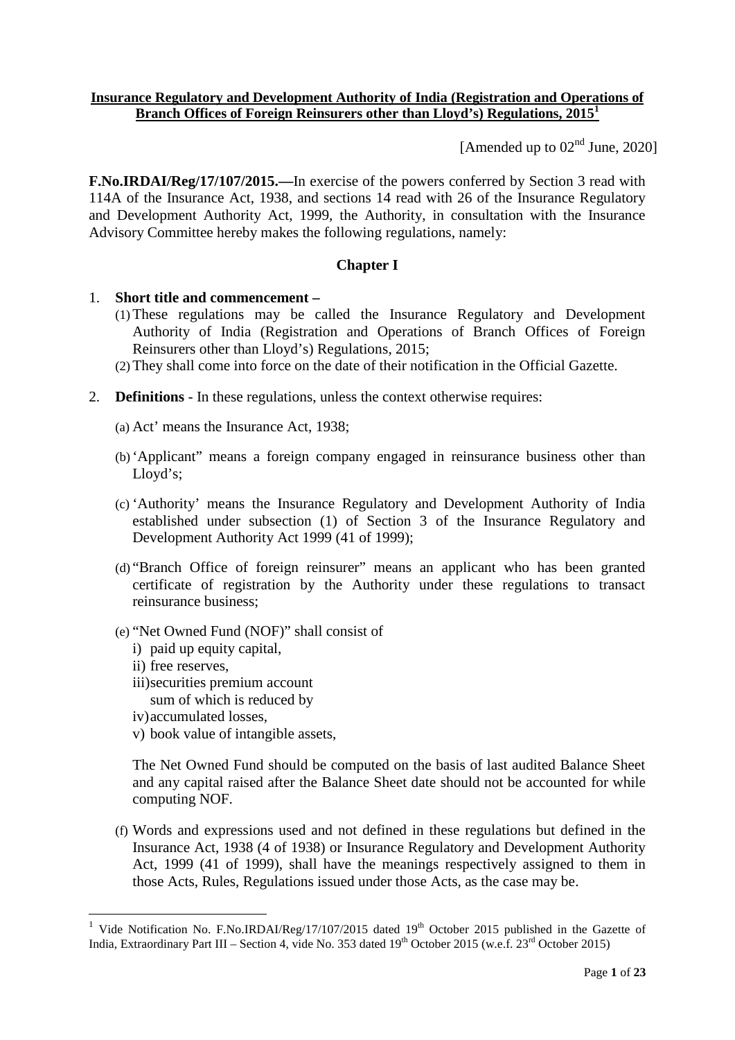**Insurance Regulatory and Development Authority of India (Registration and Operations of Branch Offices of Foreign Reinsurers other than Lloyd's) Regulations, 2015[1]**

[Amended up to 02nd June, 2020]

**F.No.IRDAI/Reg/17/107/2015.—**In exercise of the powers conferred by Section 3 read with 114A of the Insurance Act, 1938, and sections 14 read with 26 of the Insurance Regulatory and Development Authority Act, 1999, the Authority, in consultation with the Insurance Advisory Committee hereby makes the following regulations, namely:

## Chapter I

1. **Short title and commencement –**
   (1) These regulations may be called the Insurance Regulatory and Development Authority of India (Registration and Operations of Branch Offices of Foreign Reinsurers other than Lloyd's) Regulations, 2015;
   (2) They shall come into force on the date of their notification in the Official Gazette.

2. **Definitions** - In these regulations, unless the context otherwise requires:

   (a) Act' means the Insurance Act, 1938;

   (b) 'Applicant" means a foreign company engaged in reinsurance business other than Lloyd's;

   (c) 'Authority' means the Insurance Regulatory and Development Authority of India established under subsection (1) of Section 3 of the Insurance Regulatory and Development Authority Act 1999 (41 of 1999);

   (d) "Branch Office of foreign reinsurer" means an applicant who has been granted certificate of registration by the Authority under these regulations to transact reinsurance business;

   (e) "Net Owned Fund (NOF)" shall consist of
      i) paid up equity capital,
      ii) free reserves,
      iii) securities premium account
      sum of which is reduced by
      iv) accumulated losses,
      v) book value of intangible assets,

   The Net Owned Fund should be computed on the basis of last audited Balance Sheet and any capital raised after the Balance Sheet date should not be accounted for while computing NOF.

   (f) Words and expressions used and not defined in these regulations but defined in the Insurance Act, 1938 (4 of 1938) or Insurance Regulatory and Development Authority Act, 1999 (41 of 1999), shall have the meanings respectively assigned to them in those Acts, Rules, Regulations issued under those Acts, as the case may be.

---

[1] Vide Notification No. F.No.IRDAI/Reg/17/107/2015 dated 19th October 2015 published in the Gazette of India, Extraordinary Part III – Section 4, vide No. 353 dated 19th October 2015 (w.e.f. 23rd October 2015)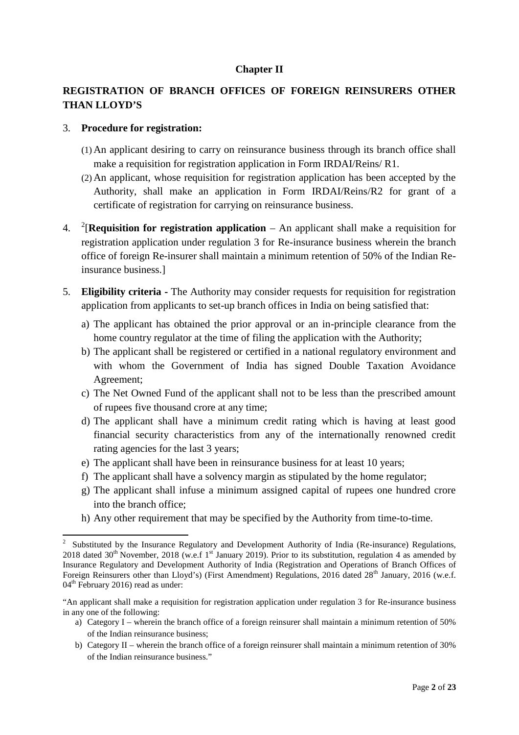## Chapter II

## REGISTRATION OF BRANCH OFFICES OF FOREIGN REINSURERS OTHER THAN LLOYD'S

3. **Procedure for registration:**

   (1) An applicant desiring to carry on reinsurance business through its branch office shall make a requisition for registration application in Form IRDAI/Reins/ R1.

   (2) An applicant, whose requisition for registration application has been accepted by the Authority, shall make an application in Form IRDAI/Reins/R2 for grant of a certificate of registration for carrying on reinsurance business.

4. [2][**Requisition for registration application** – An applicant shall make a requisition for registration application under regulation 3 for Re-insurance business wherein the branch office of foreign Re-insurer shall maintain a minimum retention of 50% of the Indian Re-insurance business.]

5. **Eligibility criteria** - The Authority may consider requests for requisition for registration application from applicants to set-up branch offices in India on being satisfied that:

   a) The applicant has obtained the prior approval or an in-principle clearance from the home country regulator at the time of filing the application with the Authority;
   b) The applicant shall be registered or certified in a national regulatory environment and with whom the Government of India has signed Double Taxation Avoidance Agreement;
   c) The Net Owned Fund of the applicant shall not to be less than the prescribed amount of rupees five thousand crore at any time;
   d) The applicant shall have a minimum credit rating which is having at least good financial security characteristics from any of the internationally renowned credit rating agencies for the last 3 years;
   e) The applicant shall have been in reinsurance business for at least 10 years;
   f) The applicant shall have a solvency margin as stipulated by the home regulator;
   g) The applicant shall infuse a minimum assigned capital of rupees one hundred crore into the branch office;
   h) Any other requirement that may be specified by the Authority from time-to-time.

---

[2] Substituted by the Insurance Regulatory and Development Authority of India (Re-insurance) Regulations, 2018 dated 30th November, 2018 (w.e.f 1st January 2019). Prior to its substitution, regulation 4 as amended by Insurance Regulatory and Development Authority of India (Registration and Operations of Branch Offices of Foreign Reinsurers other than Lloyd's) (First Amendment) Regulations, 2016 dated 28th January, 2016 (w.e.f. 04th February 2016) read as under:

"An applicant shall make a requisition for registration application under regulation 3 for Re-insurance business in any one of the following:

a) Category I – wherein the branch office of a foreign reinsurer shall maintain a minimum retention of 50% of the Indian reinsurance business;

b) Category II – wherein the branch office of a foreign reinsurer shall maintain a minimum retention of 30% of the Indian reinsurance business."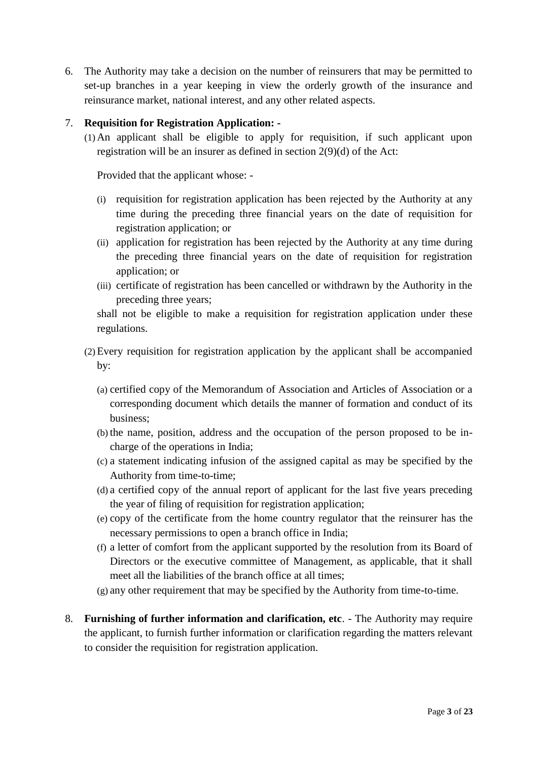6. The Authority may take a decision on the number of reinsurers that may be permitted to set-up branches in a year keeping in view the orderly growth of the insurance and reinsurance market, national interest, and any other related aspects.

7. **Requisition for Registration Application: -**

   (1) An applicant shall be eligible to apply for requisition, if such applicant upon registration will be an insurer as defined in section 2(9)(d) of the Act:

   Provided that the applicant whose: -

   (i) requisition for registration application has been rejected by the Authority at any time during the preceding three financial years on the date of requisition for registration application; or

   (ii) application for registration has been rejected by the Authority at any time during the preceding three financial years on the date of requisition for registration application; or

   (iii) certificate of registration has been cancelled or withdrawn by the Authority in the preceding three years;

   shall not be eligible to make a requisition for registration application under these regulations.

   (2) Every requisition for registration application by the applicant shall be accompanied by:

   (a) certified copy of the Memorandum of Association and Articles of Association or a corresponding document which details the manner of formation and conduct of its business;

   (b) the name, position, address and the occupation of the person proposed to be in-charge of the operations in India;

   (c) a statement indicating infusion of the assigned capital as may be specified by the Authority from time-to-time;

   (d) a certified copy of the annual report of applicant for the last five years preceding the year of filing of requisition for registration application;

   (e) copy of the certificate from the home country regulator that the reinsurer has the necessary permissions to open a branch office in India;

   (f) a letter of comfort from the applicant supported by the resolution from its Board of Directors or the executive committee of Management, as applicable, that it shall meet all the liabilities of the branch office at all times;

   (g) any other requirement that may be specified by the Authority from time-to-time.

8. **Furnishing of further information and clarification, etc**. - The Authority may require the applicant, to furnish further information or clarification regarding the matters relevant to consider the requisition for registration application.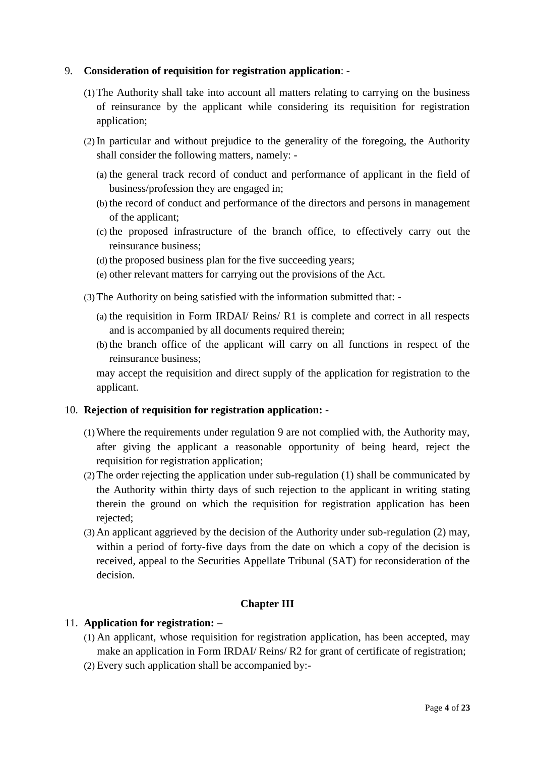9. **Consideration of requisition for registration application**: -

   (1) The Authority shall take into account all matters relating to carrying on the business of reinsurance by the applicant while considering its requisition for registration application;

   (2) In particular and without prejudice to the generality of the foregoing, the Authority shall consider the following matters, namely: -

      (a) the general track record of conduct and performance of applicant in the field of business/profession they are engaged in;

      (b) the record of conduct and performance of the directors and persons in management of the applicant;

      (c) the proposed infrastructure of the branch office, to effectively carry out the reinsurance business;

      (d) the proposed business plan for the five succeeding years;

      (e) other relevant matters for carrying out the provisions of the Act.

   (3) The Authority on being satisfied with the information submitted that: -

      (a) the requisition in Form IRDAI/ Reins/ R1 is complete and correct in all respects and is accompanied by all documents required therein;

      (b) the branch office of the applicant will carry on all functions in respect of the reinsurance business;

   may accept the requisition and direct supply of the application for registration to the applicant.

10. **Rejection of requisition for registration application: -**

   (1) Where the requirements under regulation 9 are not complied with, the Authority may, after giving the applicant a reasonable opportunity of being heard, reject the requisition for registration application;

   (2) The order rejecting the application under sub-regulation (1) shall be communicated by the Authority within thirty days of such rejection to the applicant in writing stating therein the ground on which the requisition for registration application has been rejected;

   (3) An applicant aggrieved by the decision of the Authority under sub-regulation (2) may, within a period of forty-five days from the date on which a copy of the decision is received, appeal to the Securities Appellate Tribunal (SAT) for reconsideration of the decision.

## Chapter III

11. **Application for registration: –**

   (1) An applicant, whose requisition for registration application, has been accepted, may make an application in Form IRDAI/ Reins/ R2 for grant of certificate of registration;

   (2) Every such application shall be accompanied by:-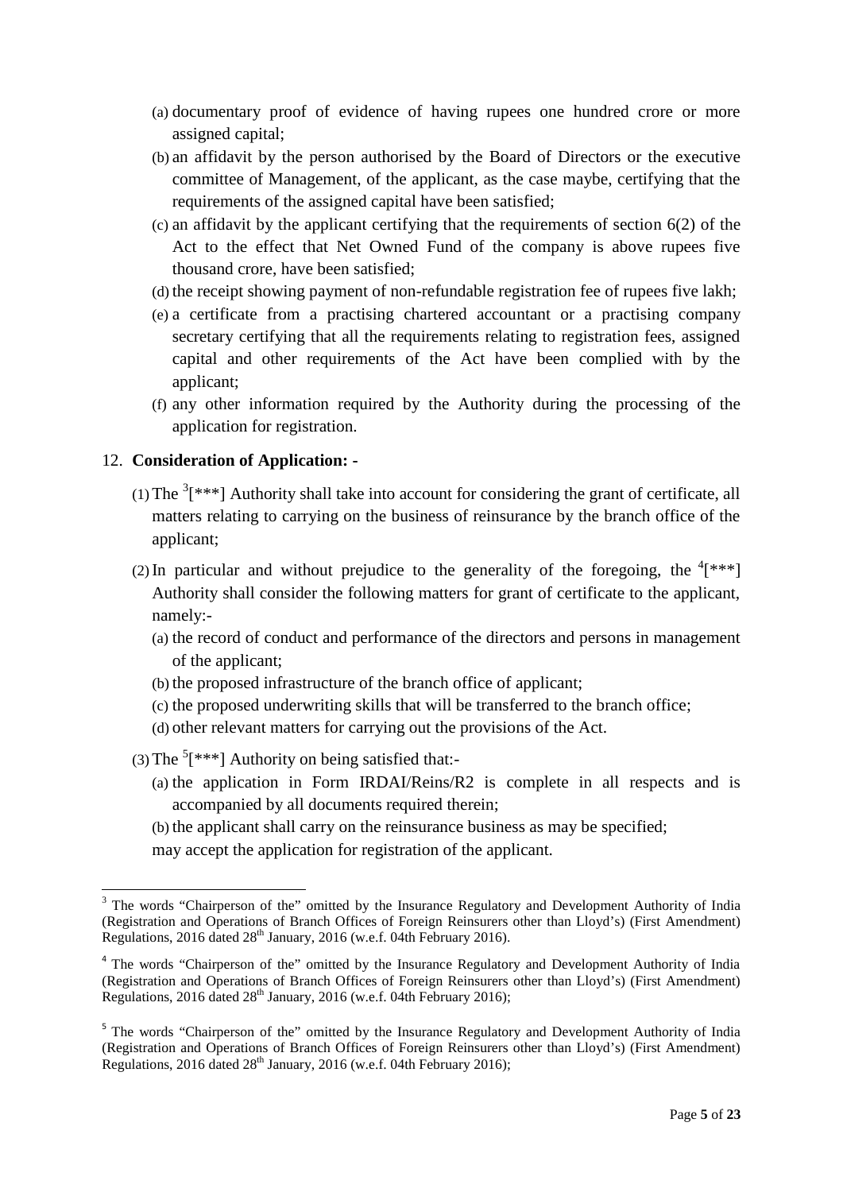(a) documentary proof of evidence of having rupees one hundred crore or more assigned capital;

(b) an affidavit by the person authorised by the Board of Directors or the executive committee of Management, of the applicant, as the case maybe, certifying that the requirements of the assigned capital have been satisfied;

(c) an affidavit by the applicant certifying that the requirements of section 6(2) of the Act to the effect that Net Owned Fund of the company is above rupees five thousand crore, have been satisfied;

(d) the receipt showing payment of non-refundable registration fee of rupees five lakh;

(e) a certificate from a practising chartered accountant or a practising company secretary certifying that all the requirements relating to registration fees, assigned capital and other requirements of the Act have been complied with by the applicant;

(f) any other information required by the Authority during the processing of the application for registration.

12. **Consideration of Application: -**

(1) The [3][***] Authority shall take into account for considering the grant of certificate, all matters relating to carrying on the business of reinsurance by the branch office of the applicant;

(2) In particular and without prejudice to the generality of the foregoing, the [4][***] Authority shall consider the following matters for grant of certificate to the applicant, namely:-

(a) the record of conduct and performance of the directors and persons in management of the applicant;

(b) the proposed infrastructure of the branch office of applicant;

(c) the proposed underwriting skills that will be transferred to the branch office;

(d) other relevant matters for carrying out the provisions of the Act.

(3) The [5][***] Authority on being satisfied that:-

(a) the application in Form IRDAI/Reins/R2 is complete in all respects and is accompanied by all documents required therein;

(b) the applicant shall carry on the reinsurance business as may be specified;

may accept the application for registration of the applicant.

---

[3] The words "Chairperson of the" omitted by the Insurance Regulatory and Development Authority of India (Registration and Operations of Branch Offices of Foreign Reinsurers other than Lloyd's) (First Amendment) Regulations, 2016 dated 28th January, 2016 (w.e.f. 04th February 2016).

[4] The words "Chairperson of the" omitted by the Insurance Regulatory and Development Authority of India (Registration and Operations of Branch Offices of Foreign Reinsurers other than Lloyd's) (First Amendment) Regulations, 2016 dated 28th January, 2016 (w.e.f. 04th February 2016);

[5] The words "Chairperson of the" omitted by the Insurance Regulatory and Development Authority of India (Registration and Operations of Branch Offices of Foreign Reinsurers other than Lloyd's) (First Amendment) Regulations, 2016 dated 28th January, 2016 (w.e.f. 04th February 2016);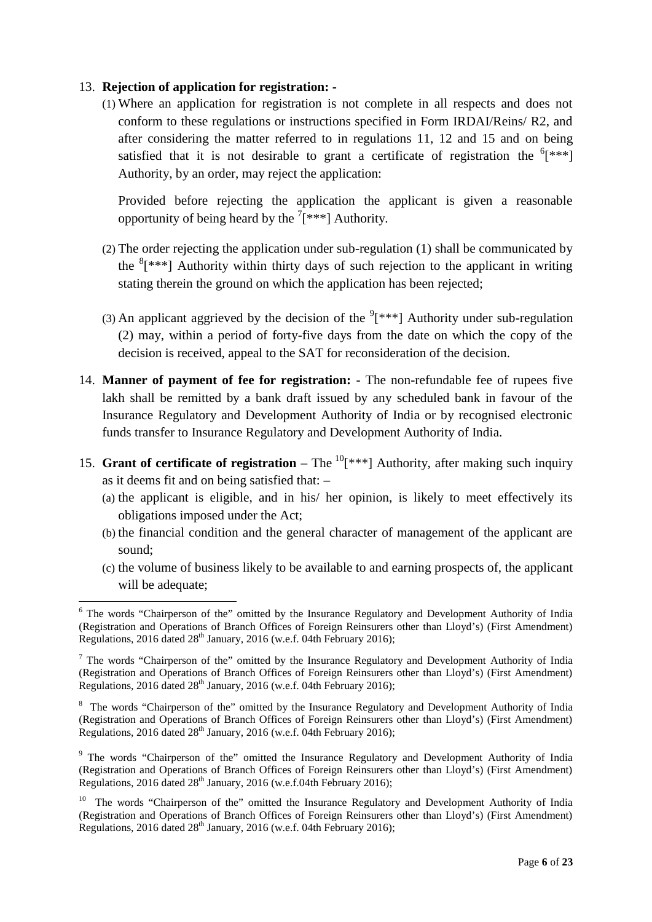13. **Rejection of application for registration: -**

    (1) Where an application for registration is not complete in all respects and does not conform to these regulations or instructions specified in Form IRDAI/Reins/ R2, and after considering the matter referred to in regulations 11, 12 and 15 and on being satisfied that it is not desirable to grant a certificate of registration the [6][***] Authority, by an order, may reject the application:

    Provided before rejecting the application the applicant is given a reasonable opportunity of being heard by the [7][***] Authority.

    (2) The order rejecting the application under sub-regulation (1) shall be communicated by the [8][***] Authority within thirty days of such rejection to the applicant in writing stating therein the ground on which the application has been rejected;

    (3) An applicant aggrieved by the decision of the [9][***] Authority under sub-regulation (2) may, within a period of forty-five days from the date on which the copy of the decision is received, appeal to the SAT for reconsideration of the decision.

14. **Manner of payment of fee for registration:** - The non-refundable fee of rupees five lakh shall be remitted by a bank draft issued by any scheduled bank in favour of the Insurance Regulatory and Development Authority of India or by recognised electronic funds transfer to Insurance Regulatory and Development Authority of India.

15. **Grant of certificate of registration** – The [10][***] Authority, after making such inquiry as it deems fit and on being satisfied that: –

    (a) the applicant is eligible, and in his/ her opinion, is likely to meet effectively its obligations imposed under the Act;

    (b) the financial condition and the general character of management of the applicant are sound;

    (c) the volume of business likely to be available to and earning prospects of, the applicant will be adequate;

---

[6] The words "Chairperson of the" omitted by the Insurance Regulatory and Development Authority of India (Registration and Operations of Branch Offices of Foreign Reinsurers other than Lloyd's) (First Amendment) Regulations, 2016 dated 28th January, 2016 (w.e.f. 04th February 2016);

[7] The words "Chairperson of the" omitted by the Insurance Regulatory and Development Authority of India (Registration and Operations of Branch Offices of Foreign Reinsurers other than Lloyd's) (First Amendment) Regulations, 2016 dated 28th January, 2016 (w.e.f. 04th February 2016);

[8] The words "Chairperson of the" omitted by the Insurance Regulatory and Development Authority of India (Registration and Operations of Branch Offices of Foreign Reinsurers other than Lloyd's) (First Amendment) Regulations, 2016 dated 28th January, 2016 (w.e.f. 04th February 2016);

[9] The words "Chairperson of the" omitted the Insurance Regulatory and Development Authority of India (Registration and Operations of Branch Offices of Foreign Reinsurers other than Lloyd's) (First Amendment) Regulations, 2016 dated 28th January, 2016 (w.e.f.04th February 2016);

[10] The words "Chairperson of the" omitted the Insurance Regulatory and Development Authority of India (Registration and Operations of Branch Offices of Foreign Reinsurers other than Lloyd's) (First Amendment) Regulations, 2016 dated 28th January, 2016 (w.e.f. 04th February 2016);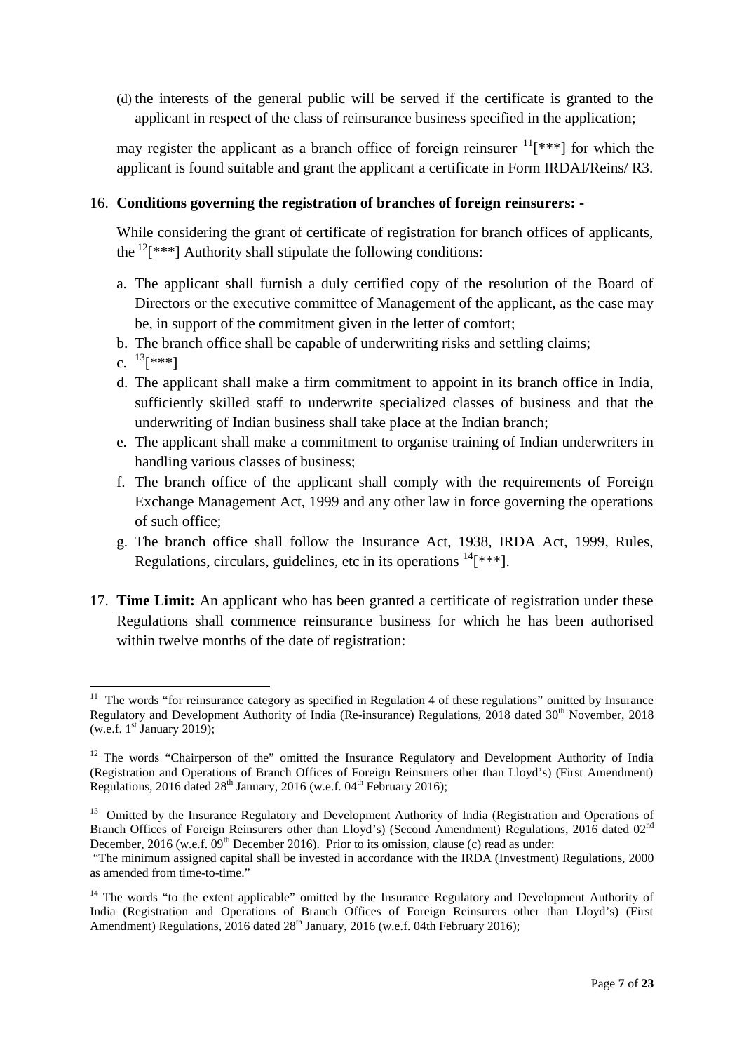(d) the interests of the general public will be served if the certificate is granted to the applicant in respect of the class of reinsurance business specified in the application;

may register the applicant as a branch office of foreign reinsurer [11][***] for which the applicant is found suitable and grant the applicant a certificate in Form IRDAI/Reins/ R3.

16. **Conditions governing the registration of branches of foreign reinsurers: -**

    While considering the grant of certificate of registration for branch offices of applicants, the [12][***] Authority shall stipulate the following conditions:

    a. The applicant shall furnish a duly certified copy of the resolution of the Board of Directors or the executive committee of Management of the applicant, as the case may be, in support of the commitment given in the letter of comfort;
    b. The branch office shall be capable of underwriting risks and settling claims;
    c. [13][***]
    d. The applicant shall make a firm commitment to appoint in its branch office in India, sufficiently skilled staff to underwrite specialized classes of business and that the underwriting of Indian business shall take place at the Indian branch;
    e. The applicant shall make a commitment to organise training of Indian underwriters in handling various classes of business;
    f. The branch office of the applicant shall comply with the requirements of Foreign Exchange Management Act, 1999 and any other law in force governing the operations of such office;
    g. The branch office shall follow the Insurance Act, 1938, IRDA Act, 1999, Rules, Regulations, circulars, guidelines, etc in its operations [14][***].

17. **Time Limit:** An applicant who has been granted a certificate of registration under these Regulations shall commence reinsurance business for which he has been authorised within twelve months of the date of registration:

---

[11] The words "for reinsurance category as specified in Regulation 4 of these regulations" omitted by Insurance Regulatory and Development Authority of India (Re-insurance) Regulations, 2018 dated 30th November, 2018 (w.e.f. 1st January 2019);

[12] The words "Chairperson of the" omitted the Insurance Regulatory and Development Authority of India (Registration and Operations of Branch Offices of Foreign Reinsurers other than Lloyd's) (First Amendment) Regulations, 2016 dated 28th January, 2016 (w.e.f. 04th February 2016);

[13] Omitted by the Insurance Regulatory and Development Authority of India (Registration and Operations of Branch Offices of Foreign Reinsurers other than Lloyd's) (Second Amendment) Regulations, 2016 dated 02nd December, 2016 (w.e.f. 09th December 2016). Prior to its omission, clause (c) read as under:
"The minimum assigned capital shall be invested in accordance with the IRDA (Investment) Regulations, 2000 as amended from time-to-time."

[14] The words "to the extent applicable" omitted by the Insurance Regulatory and Development Authority of India (Registration and Operations of Branch Offices of Foreign Reinsurers other than Lloyd's) (First Amendment) Regulations, 2016 dated 28th January, 2016 (w.e.f. 04th February 2016);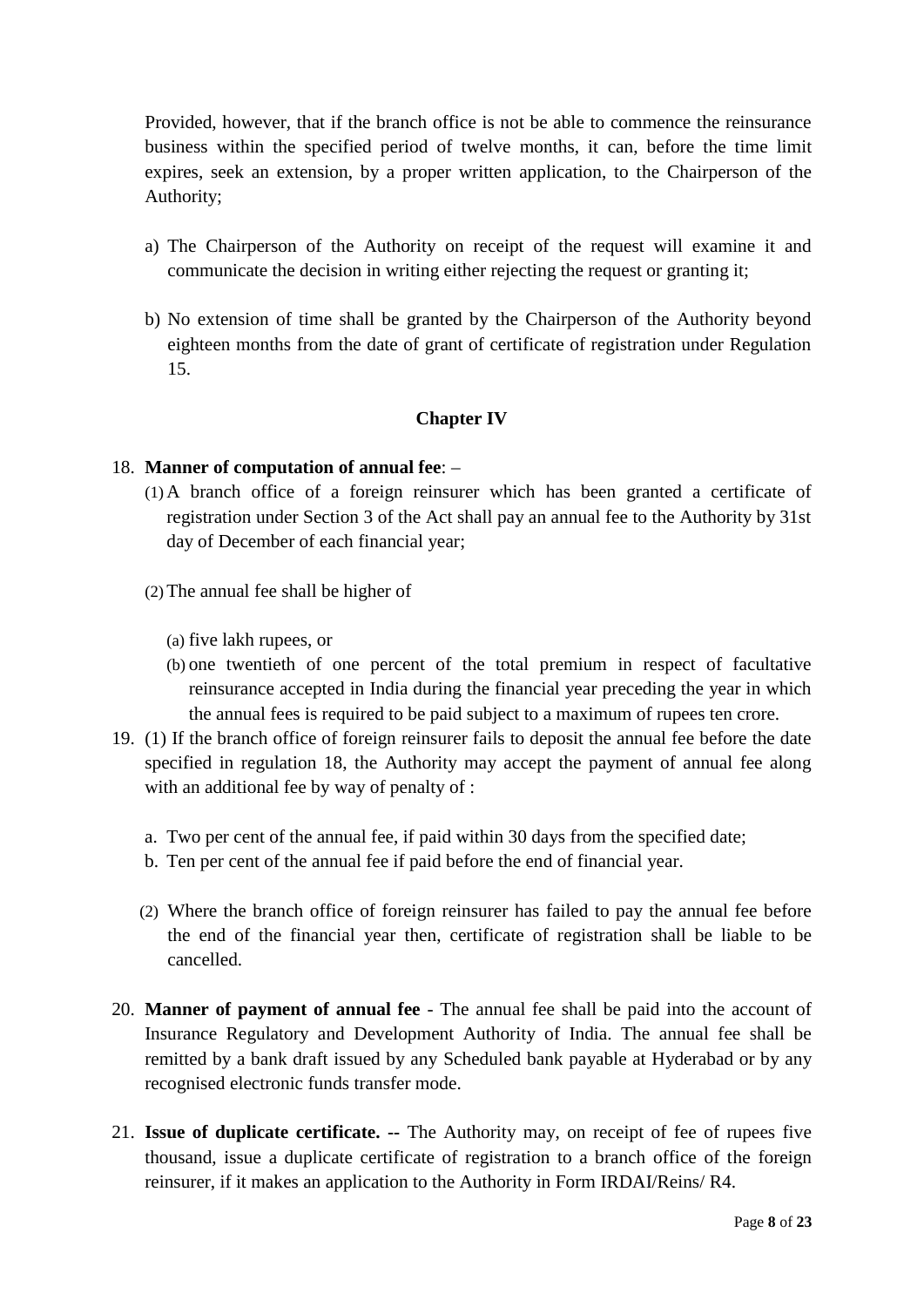Provided, however, that if the branch office is not be able to commence the reinsurance business within the specified period of twelve months, it can, before the time limit expires, seek an extension, by a proper written application, to the Chairperson of the Authority;

a) The Chairperson of the Authority on receipt of the request will examine it and communicate the decision in writing either rejecting the request or granting it;

b) No extension of time shall be granted by the Chairperson of the Authority beyond eighteen months from the date of grant of certificate of registration under Regulation 15.

## Chapter IV

18. **Manner of computation of annual fee**: –

    (1) A branch office of a foreign reinsurer which has been granted a certificate of registration under Section 3 of the Act shall pay an annual fee to the Authority by 31st day of December of each financial year;

    (2) The annual fee shall be higher of

    (a) five lakh rupees, or

    (b) one twentieth of one percent of the total premium in respect of facultative reinsurance accepted in India during the financial year preceding the year in which the annual fees is required to be paid subject to a maximum of rupees ten crore.

19. (1) If the branch office of foreign reinsurer fails to deposit the annual fee before the date specified in regulation 18, the Authority may accept the payment of annual fee along with an additional fee by way of penalty of :

    a. Two per cent of the annual fee, if paid within 30 days from the specified date;

    b. Ten per cent of the annual fee if paid before the end of financial year.

    (2) Where the branch office of foreign reinsurer has failed to pay the annual fee before the end of the financial year then, certificate of registration shall be liable to be cancelled.

20. **Manner of payment of annual fee** - The annual fee shall be paid into the account of Insurance Regulatory and Development Authority of India. The annual fee shall be remitted by a bank draft issued by any Scheduled bank payable at Hyderabad or by any recognised electronic funds transfer mode.

21. **Issue of duplicate certificate. --** The Authority may, on receipt of fee of rupees five thousand, issue a duplicate certificate of registration to a branch office of the foreign reinsurer, if it makes an application to the Authority in Form IRDAI/Reins/ R4.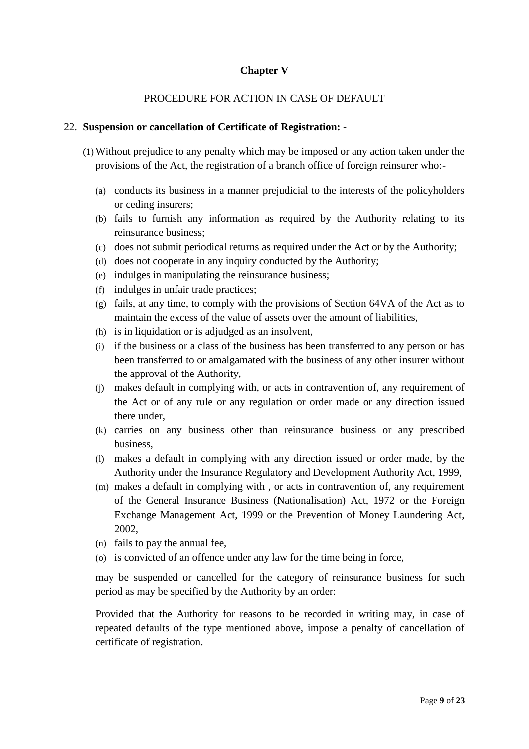## Chapter V

PROCEDURE FOR ACTION IN CASE OF DEFAULT

22. **Suspension or cancellation of Certificate of Registration: -**

(1) Without prejudice to any penalty which may be imposed or any action taken under the provisions of the Act, the registration of a branch office of foreign reinsurer who:-

(a) conducts its business in a manner prejudicial to the interests of the policyholders or ceding insurers;

(b) fails to furnish any information as required by the Authority relating to its reinsurance business;

(c) does not submit periodical returns as required under the Act or by the Authority;

(d) does not cooperate in any inquiry conducted by the Authority;

(e) indulges in manipulating the reinsurance business;

(f) indulges in unfair trade practices;

(g) fails, at any time, to comply with the provisions of Section 64VA of the Act as to maintain the excess of the value of assets over the amount of liabilities,

(h) is in liquidation or is adjudged as an insolvent,

(i) if the business or a class of the business has been transferred to any person or has been transferred to or amalgamated with the business of any other insurer without the approval of the Authority,

(j) makes default in complying with, or acts in contravention of, any requirement of the Act or of any rule or any regulation or order made or any direction issued there under,

(k) carries on any business other than reinsurance business or any prescribed business,

(l) makes a default in complying with any direction issued or order made, by the Authority under the Insurance Regulatory and Development Authority Act, 1999,

(m) makes a default in complying with , or acts in contravention of, any requirement of the General Insurance Business (Nationalisation) Act, 1972 or the Foreign Exchange Management Act, 1999 or the Prevention of Money Laundering Act, 2002,

(n) fails to pay the annual fee,

(o) is convicted of an offence under any law for the time being in force,

may be suspended or cancelled for the category of reinsurance business for such period as may be specified by the Authority by an order:

Provided that the Authority for reasons to be recorded in writing may, in case of repeated defaults of the type mentioned above, impose a penalty of cancellation of certificate of registration.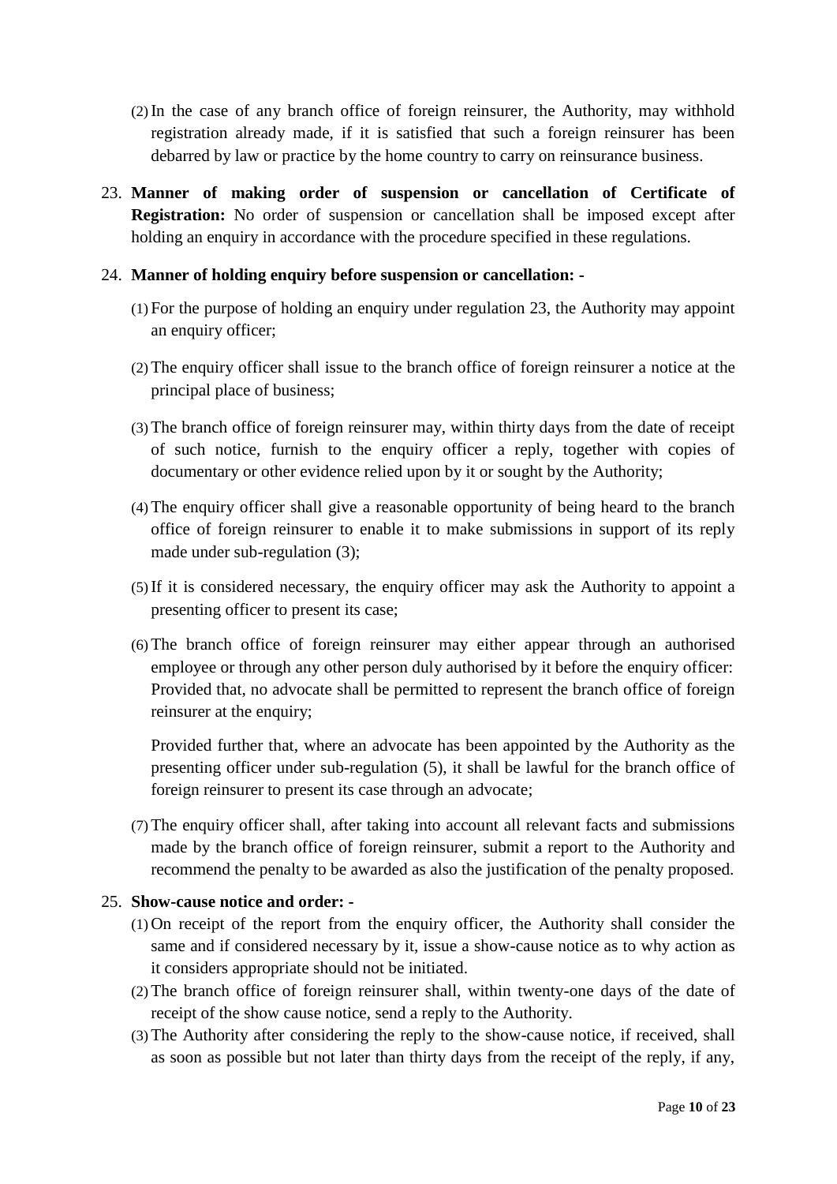(2) In the case of any branch office of foreign reinsurer, the Authority, may withhold registration already made, if it is satisfied that such a foreign reinsurer has been debarred by law or practice by the home country to carry on reinsurance business.

23. **Manner of making order of suspension or cancellation of Certificate of Registration:** No order of suspension or cancellation shall be imposed except after holding an enquiry in accordance with the procedure specified in these regulations.

24. **Manner of holding enquiry before suspension or cancellation: -**

(1) For the purpose of holding an enquiry under regulation 23, the Authority may appoint an enquiry officer;

(2) The enquiry officer shall issue to the branch office of foreign reinsurer a notice at the principal place of business;

(3) The branch office of foreign reinsurer may, within thirty days from the date of receipt of such notice, furnish to the enquiry officer a reply, together with copies of documentary or other evidence relied upon by it or sought by the Authority;

(4) The enquiry officer shall give a reasonable opportunity of being heard to the branch office of foreign reinsurer to enable it to make submissions in support of its reply made under sub-regulation (3);

(5) If it is considered necessary, the enquiry officer may ask the Authority to appoint a presenting officer to present its case;

(6) The branch office of foreign reinsurer may either appear through an authorised employee or through any other person duly authorised by it before the enquiry officer: Provided that, no advocate shall be permitted to represent the branch office of foreign reinsurer at the enquiry;

Provided further that, where an advocate has been appointed by the Authority as the presenting officer under sub-regulation (5), it shall be lawful for the branch office of foreign reinsurer to present its case through an advocate;

(7) The enquiry officer shall, after taking into account all relevant facts and submissions made by the branch office of foreign reinsurer, submit a report to the Authority and recommend the penalty to be awarded as also the justification of the penalty proposed.

25. **Show-cause notice and order: -**

(1) On receipt of the report from the enquiry officer, the Authority shall consider the same and if considered necessary by it, issue a show-cause notice as to why action as it considers appropriate should not be initiated.

(2) The branch office of foreign reinsurer shall, within twenty-one days of the date of receipt of the show cause notice, send a reply to the Authority.

(3) The Authority after considering the reply to the show-cause notice, if received, shall as soon as possible but not later than thirty days from the receipt of the reply, if any,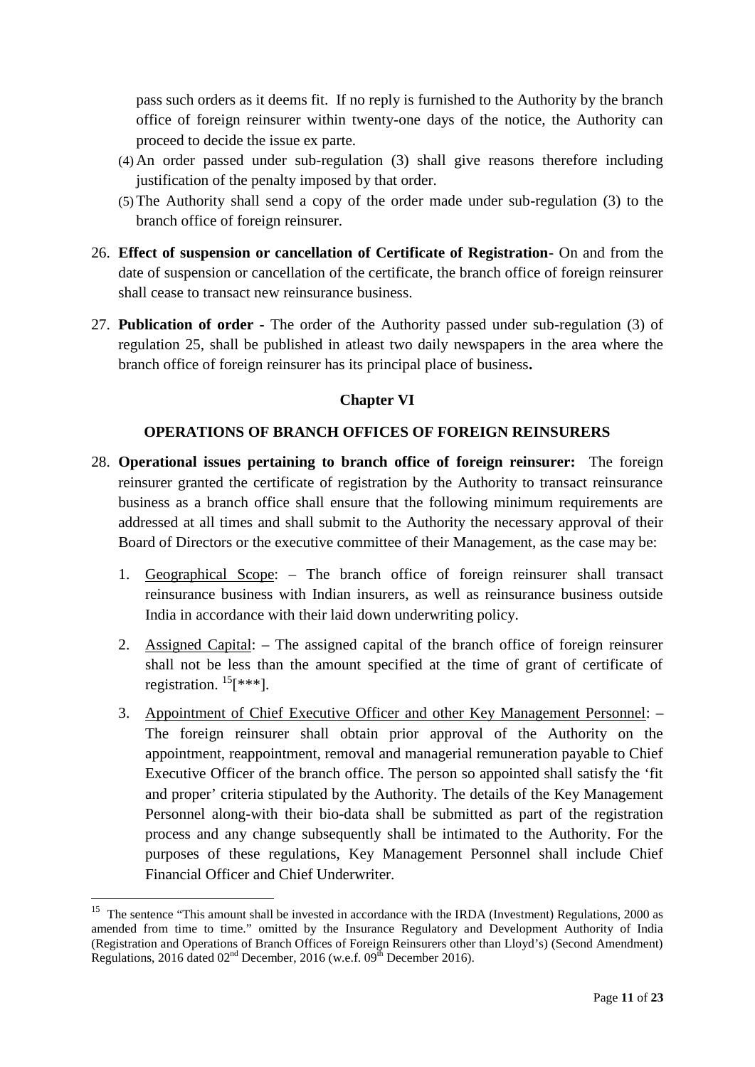pass such orders as it deems fit. If no reply is furnished to the Authority by the branch office of foreign reinsurer within twenty-one days of the notice, the Authority can proceed to decide the issue ex parte.

(4) An order passed under sub-regulation (3) shall give reasons therefore including justification of the penalty imposed by that order.

(5) The Authority shall send a copy of the order made under sub-regulation (3) to the branch office of foreign reinsurer.

26. **Effect of suspension or cancellation of Certificate of Registration**- On and from the date of suspension or cancellation of the certificate, the branch office of foreign reinsurer shall cease to transact new reinsurance business.

27. **Publication of order -** The order of the Authority passed under sub-regulation (3) of regulation 25, shall be published in atleast two daily newspapers in the area where the branch office of foreign reinsurer has its principal place of business**.**

## Chapter VI

### OPERATIONS OF BRANCH OFFICES OF FOREIGN REINSURERS

28. **Operational issues pertaining to branch office of foreign reinsurer:** The foreign reinsurer granted the certificate of registration by the Authority to transact reinsurance business as a branch office shall ensure that the following minimum requirements are addressed at all times and shall submit to the Authority the necessary approval of their Board of Directors or the executive committee of their Management, as the case may be:

    1. Geographical Scope: – The branch office of foreign reinsurer shall transact reinsurance business with Indian insurers, as well as reinsurance business outside India in accordance with their laid down underwriting policy.

    2. Assigned Capital: – The assigned capital of the branch office of foreign reinsurer shall not be less than the amount specified at the time of grant of certificate of registration. [15][***].

    3. Appointment of Chief Executive Officer and other Key Management Personnel: – The foreign reinsurer shall obtain prior approval of the Authority on the appointment, reappointment, removal and managerial remuneration payable to Chief Executive Officer of the branch office. The person so appointed shall satisfy the 'fit and proper' criteria stipulated by the Authority. The details of the Key Management Personnel along-with their bio-data shall be submitted as part of the registration process and any change subsequently shall be intimated to the Authority. For the purposes of these regulations, Key Management Personnel shall include Chief Financial Officer and Chief Underwriter.

---

[15] The sentence "This amount shall be invested in accordance with the IRDA (Investment) Regulations, 2000 as amended from time to time." omitted by the Insurance Regulatory and Development Authority of India (Registration and Operations of Branch Offices of Foreign Reinsurers other than Lloyd's) (Second Amendment) Regulations, 2016 dated 02nd December, 2016 (w.e.f. 09th December 2016).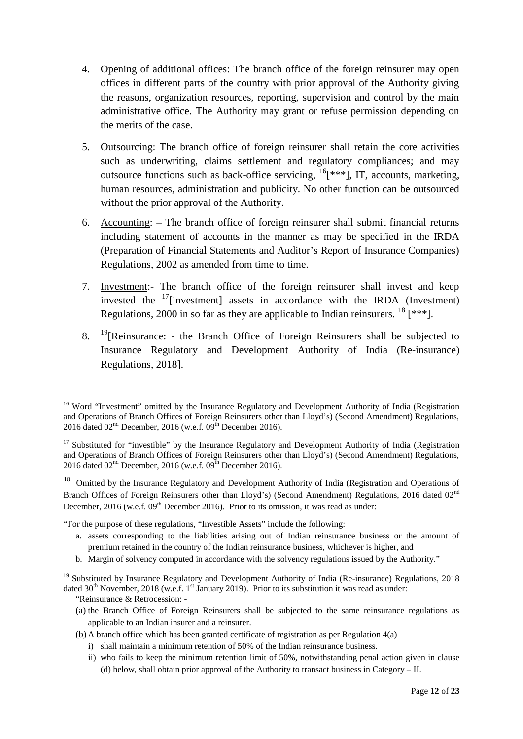4. Opening of additional offices: The branch office of the foreign reinsurer may open offices in different parts of the country with prior approval of the Authority giving the reasons, organization resources, reporting, supervision and control by the main administrative office. The Authority may grant or refuse permission depending on the merits of the case.

5. Outsourcing: The branch office of foreign reinsurer shall retain the core activities such as underwriting, claims settlement and regulatory compliances; and may outsource functions such as back-office servicing, [16][***], IT, accounts, marketing, human resources, administration and publicity. No other function can be outsourced without the prior approval of the Authority.

6. Accounting: – The branch office of foreign reinsurer shall submit financial returns including statement of accounts in the manner as may be specified in the IRDA (Preparation of Financial Statements and Auditor's Report of Insurance Companies) Regulations, 2002 as amended from time to time.

7. Investment:- The branch office of the foreign reinsurer shall invest and keep invested the [17][investment] assets in accordance with the IRDA (Investment) Regulations, 2000 in so far as they are applicable to Indian reinsurers. [18] [***].

8. [19][Reinsurance: - the Branch Office of Foreign Reinsurers shall be subjected to Insurance Regulatory and Development Authority of India (Re-insurance) Regulations, 2018].

---

[16] Word "Investment" omitted by the Insurance Regulatory and Development Authority of India (Registration and Operations of Branch Offices of Foreign Reinsurers other than Lloyd's) (Second Amendment) Regulations, 2016 dated 02nd December, 2016 (w.e.f. 09th December 2016).

[17] Substituted for "investible" by the Insurance Regulatory and Development Authority of India (Registration and Operations of Branch Offices of Foreign Reinsurers other than Lloyd's) (Second Amendment) Regulations, 2016 dated 02nd December, 2016 (w.e.f. 09th December 2016).

[18] Omitted by the Insurance Regulatory and Development Authority of India (Registration and Operations of Branch Offices of Foreign Reinsurers other than Lloyd's) (Second Amendment) Regulations, 2016 dated 02nd December, 2016 (w.e.f. 09th December 2016). Prior to its omission, it was read as under:

"For the purpose of these regulations, "Investible Assets" include the following:

a. assets corresponding to the liabilities arising out of Indian reinsurance business or the amount of premium retained in the country of the Indian reinsurance business, whichever is higher, and
b. Margin of solvency computed in accordance with the solvency regulations issued by the Authority."

[19] Substituted by Insurance Regulatory and Development Authority of India (Re-insurance) Regulations, 2018 dated 30th November, 2018 (w.e.f. 1st January 2019). Prior to its substitution it was read as under:

"Reinsurance & Retrocession: -

(a) the Branch Office of Foreign Reinsurers shall be subjected to the same reinsurance regulations as applicable to an Indian insurer and a reinsurer.
(b) A branch office which has been granted certificate of registration as per Regulation 4(a)
   i) shall maintain a minimum retention of 50% of the Indian reinsurance business.
   ii) who fails to keep the minimum retention limit of 50%, notwithstanding penal action given in clause (d) below, shall obtain prior approval of the Authority to transact business in Category – II.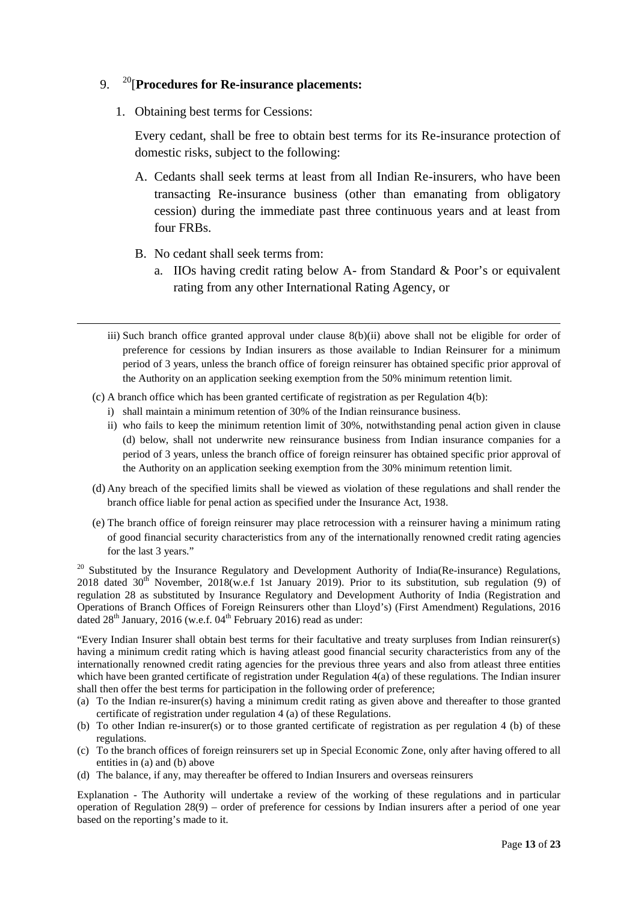9. [20][**Procedures for Re-insurance placements:**

1. Obtaining best terms for Cessions:

   Every cedant, shall be free to obtain best terms for its Re-insurance protection of domestic risks, subject to the following:

   A. Cedants shall seek terms at least from all Indian Re-insurers, who have been transacting Re-insurance business (other than emanating from obligatory cession) during the immediate past three continuous years and at least from four FRBs.

   B. No cedant shall seek terms from:

      a. IIOs having credit rating below A- from Standard & Poor's or equivalent rating from any other International Rating Agency, or

---

iii) Such branch office granted approval under clause 8(b)(ii) above shall not be eligible for order of preference for cessions by Indian insurers as those available to Indian Reinsurer for a minimum period of 3 years, unless the branch office of foreign reinsurer has obtained specific prior approval of the Authority on an application seeking exemption from the 50% minimum retention limit.

(c) A branch office which has been granted certificate of registration as per Regulation 4(b):

- i) shall maintain a minimum retention of 30% of the Indian reinsurance business.
- ii) who fails to keep the minimum retention limit of 30%, notwithstanding penal action given in clause (d) below, shall not underwrite new reinsurance business from Indian insurance companies for a period of 3 years, unless the branch office of foreign reinsurer has obtained specific prior approval of the Authority on an application seeking exemption from the 30% minimum retention limit.

(d) Any breach of the specified limits shall be viewed as violation of these regulations and shall render the branch office liable for penal action as specified under the Insurance Act, 1938.

(e) The branch office of foreign reinsurer may place retrocession with a reinsurer having a minimum rating of good financial security characteristics from any of the internationally renowned credit rating agencies for the last 3 years."

[20] Substituted by the Insurance Regulatory and Development Authority of India(Re-insurance) Regulations, 2018 dated 30th November, 2018(w.e.f 1st January 2019). Prior to its substitution, sub regulation (9) of regulation 28 as substituted by Insurance Regulatory and Development Authority of India (Registration and Operations of Branch Offices of Foreign Reinsurers other than Lloyd's) (First Amendment) Regulations, 2016 dated 28th January, 2016 (w.e.f. 04th February 2016) read as under:

"Every Indian Insurer shall obtain best terms for their facultative and treaty surpluses from Indian reinsurer(s) having a minimum credit rating which is having atleast good financial security characteristics from any of the internationally renowned credit rating agencies for the previous three years and also from atleast three entities which have been granted certificate of registration under Regulation 4(a) of these regulations. The Indian insurer shall then offer the best terms for participation in the following order of preference;

(a) To the Indian re-insurer(s) having a minimum credit rating as given above and thereafter to those granted certificate of registration under regulation 4 (a) of these Regulations.

(b) To other Indian re-insurer(s) or to those granted certificate of registration as per regulation 4 (b) of these regulations.

(c) To the branch offices of foreign reinsurers set up in Special Economic Zone, only after having offered to all entities in (a) and (b) above

(d) The balance, if any, may thereafter be offered to Indian Insurers and overseas reinsurers

Explanation - The Authority will undertake a review of the working of these regulations and in particular operation of Regulation 28(9) – order of preference for cessions by Indian insurers after a period of one year based on the reporting's made to it.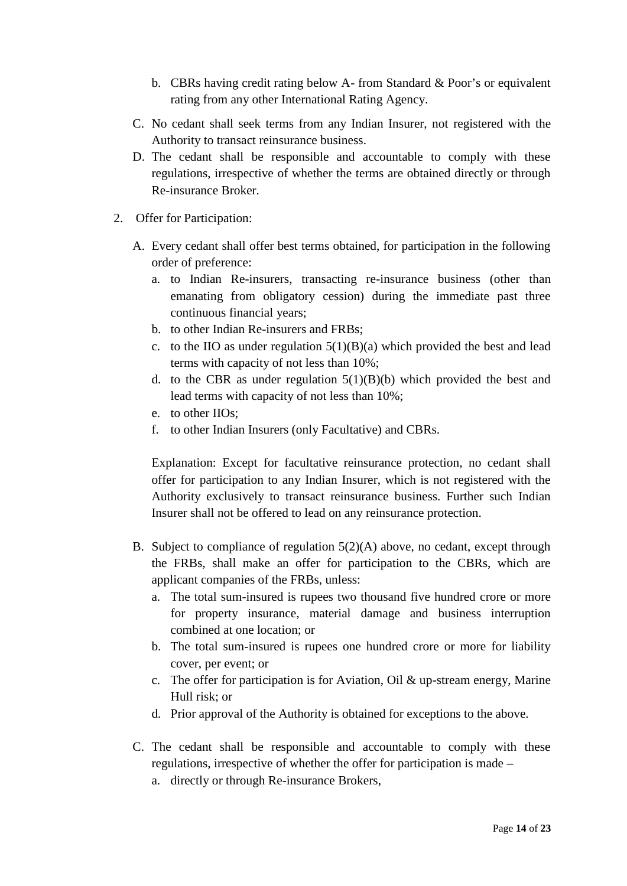b. CBRs having credit rating below A- from Standard & Poor's or equivalent rating from any other International Rating Agency.

C. No cedant shall seek terms from any Indian Insurer, not registered with the Authority to transact reinsurance business.

D. The cedant shall be responsible and accountable to comply with these regulations, irrespective of whether the terms are obtained directly or through Re-insurance Broker.

2. Offer for Participation:

   A. Every cedant shall offer best terms obtained, for participation in the following order of preference:

      a. to Indian Re-insurers, transacting re-insurance business (other than emanating from obligatory cession) during the immediate past three continuous financial years;
      b. to other Indian Re-insurers and FRBs;
      c. to the IIO as under regulation 5(1)(B)(a) which provided the best and lead terms with capacity of not less than 10%;
      d. to the CBR as under regulation 5(1)(B)(b) which provided the best and lead terms with capacity of not less than 10%;
      e. to other IIOs;
      f. to other Indian Insurers (only Facultative) and CBRs.

   Explanation: Except for facultative reinsurance protection, no cedant shall offer for participation to any Indian Insurer, which is not registered with the Authority exclusively to transact reinsurance business. Further such Indian Insurer shall not be offered to lead on any reinsurance protection.

   B. Subject to compliance of regulation 5(2)(A) above, no cedant, except through the FRBs, shall make an offer for participation to the CBRs, which are applicant companies of the FRBs, unless:

      a. The total sum-insured is rupees two thousand five hundred crore or more for property insurance, material damage and business interruption combined at one location; or
      b. The total sum-insured is rupees one hundred crore or more for liability cover, per event; or
      c. The offer for participation is for Aviation, Oil & up-stream energy, Marine Hull risk; or
      d. Prior approval of the Authority is obtained for exceptions to the above.

   C. The cedant shall be responsible and accountable to comply with these regulations, irrespective of whether the offer for participation is made –

      a. directly or through Re-insurance Brokers,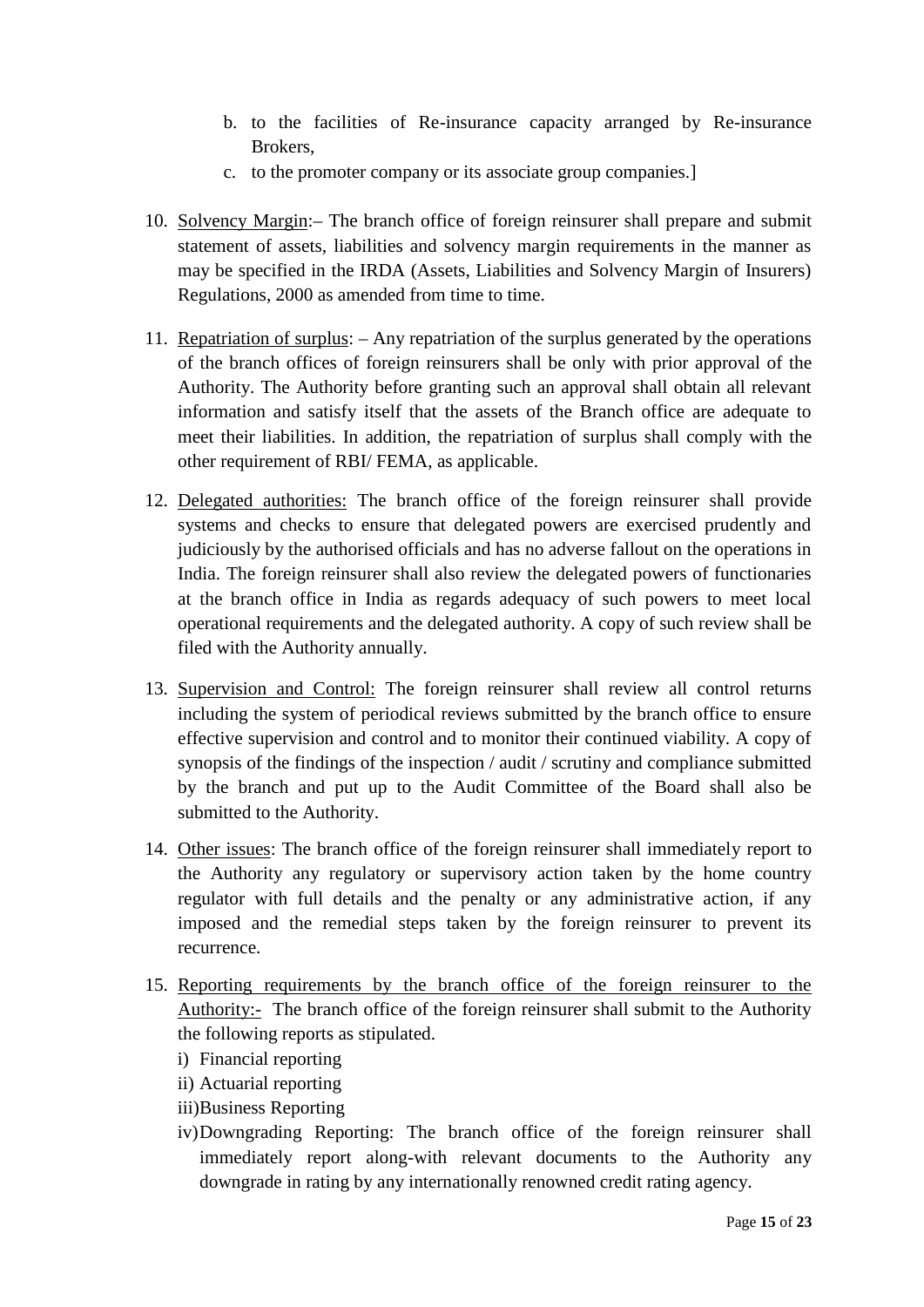b. to the facilities of Re-insurance capacity arranged by Re-insurance Brokers,

c. to the promoter company or its associate group companies.]

10. Solvency Margin:– The branch office of foreign reinsurer shall prepare and submit statement of assets, liabilities and solvency margin requirements in the manner as may be specified in the IRDA (Assets, Liabilities and Solvency Margin of Insurers) Regulations, 2000 as amended from time to time.

11. Repatriation of surplus: – Any repatriation of the surplus generated by the operations of the branch offices of foreign reinsurers shall be only with prior approval of the Authority. The Authority before granting such an approval shall obtain all relevant information and satisfy itself that the assets of the Branch office are adequate to meet their liabilities. In addition, the repatriation of surplus shall comply with the other requirement of RBI/ FEMA, as applicable.

12. Delegated authorities: The branch office of the foreign reinsurer shall provide systems and checks to ensure that delegated powers are exercised prudently and judiciously by the authorised officials and has no adverse fallout on the operations in India. The foreign reinsurer shall also review the delegated powers of functionaries at the branch office in India as regards adequacy of such powers to meet local operational requirements and the delegated authority. A copy of such review shall be filed with the Authority annually.

13. Supervision and Control: The foreign reinsurer shall review all control returns including the system of periodical reviews submitted by the branch office to ensure effective supervision and control and to monitor their continued viability. A copy of synopsis of the findings of the inspection / audit / scrutiny and compliance submitted by the branch and put up to the Audit Committee of the Board shall also be submitted to the Authority.

14. Other issues: The branch office of the foreign reinsurer shall immediately report to the Authority any regulatory or supervisory action taken by the home country regulator with full details and the penalty or any administrative action, if any imposed and the remedial steps taken by the foreign reinsurer to prevent its recurrence.

15. Reporting requirements by the branch office of the foreign reinsurer to the Authority:- The branch office of the foreign reinsurer shall submit to the Authority the following reports as stipulated.

    i) Financial reporting

    ii) Actuarial reporting

    iii) Business Reporting

    iv) Downgrading Reporting: The branch office of the foreign reinsurer shall immediately report along-with relevant documents to the Authority any downgrade in rating by any internationally renowned credit rating agency.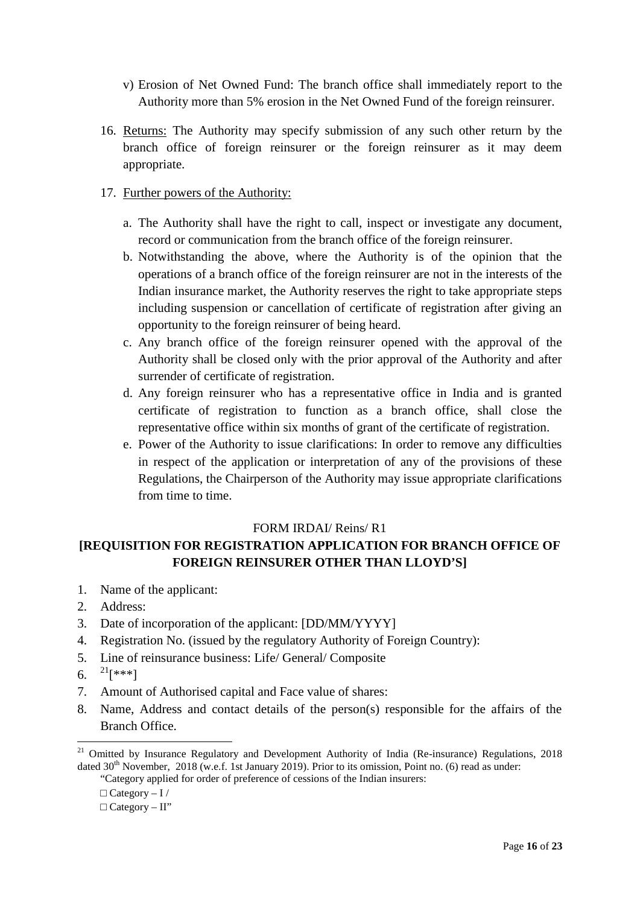v) Erosion of Net Owned Fund: The branch office shall immediately report to the Authority more than 5% erosion in the Net Owned Fund of the foreign reinsurer.

16. Returns: The Authority may specify submission of any such other return by the branch office of foreign reinsurer or the foreign reinsurer as it may deem appropriate.

17. Further powers of the Authority:

    a. The Authority shall have the right to call, inspect or investigate any document, record or communication from the branch office of the foreign reinsurer.
    b. Notwithstanding the above, where the Authority is of the opinion that the operations of a branch office of the foreign reinsurer are not in the interests of the Indian insurance market, the Authority reserves the right to take appropriate steps including suspension or cancellation of certificate of registration after giving an opportunity to the foreign reinsurer of being heard.
    c. Any branch office of the foreign reinsurer opened with the approval of the Authority shall be closed only with the prior approval of the Authority and after surrender of certificate of registration.
    d. Any foreign reinsurer who has a representative office in India and is granted certificate of registration to function as a branch office, shall close the representative office within six months of grant of the certificate of registration.
    e. Power of the Authority to issue clarifications: In order to remove any difficulties in respect of the application or interpretation of any of the provisions of these Regulations, the Chairperson of the Authority may issue appropriate clarifications from time to time.

FORM IRDAI/ Reins/ R1

**[REQUISITION FOR REGISTRATION APPLICATION FOR BRANCH OFFICE OF FOREIGN REINSURER OTHER THAN LLOYD'S]**

1. Name of the applicant:
2. Address:
3. Date of incorporation of the applicant: [DD/MM/YYYY]
4. Registration No. (issued by the regulatory Authority of Foreign Country):
5. Line of reinsurance business: Life/ General/ Composite
6. [21][***]
7. Amount of Authorised capital and Face value of shares:
8. Name, Address and contact details of the person(s) responsible for the affairs of the Branch Office.

---

[21] Omitted by Insurance Regulatory and Development Authority of India (Re-insurance) Regulations, 2018 dated 30th November, 2018 (w.e.f. 1st January 2019). Prior to its omission, Point no. (6) read as under:

"Category applied for order of preference of cessions of the Indian insurers:

□ Category – I /

□ Category – II"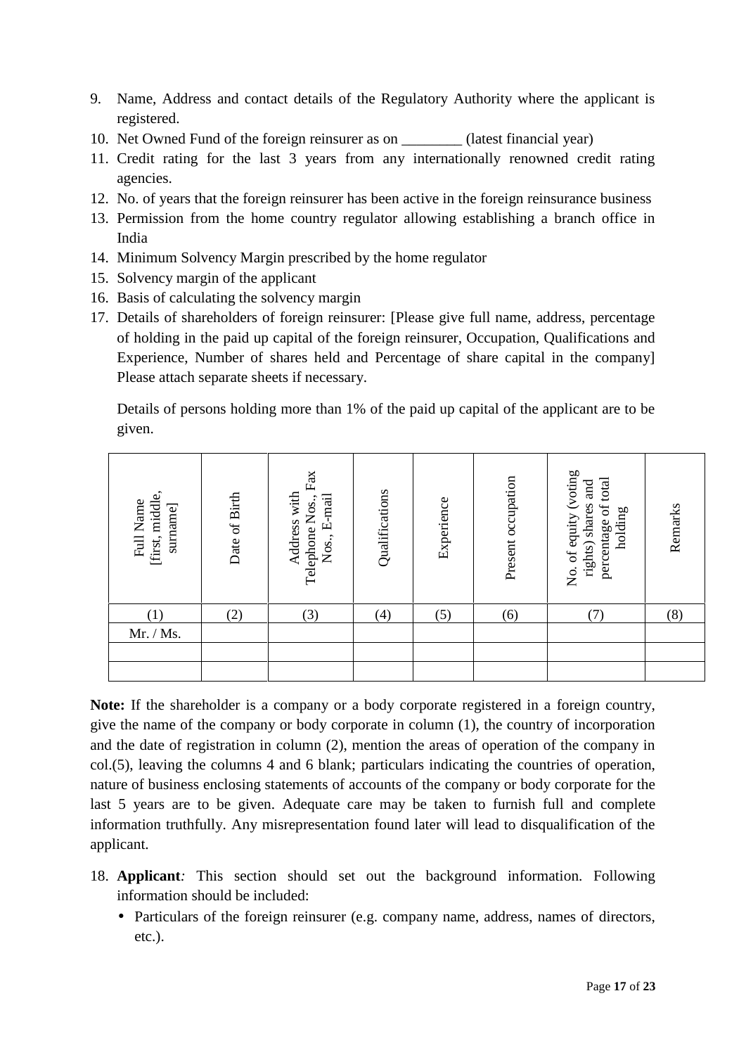9. Name, Address and contact details of the Regulatory Authority where the applicant is registered.
10. Net Owned Fund of the foreign reinsurer as on ________ (latest financial year)
11. Credit rating for the last 3 years from any internationally renowned credit rating agencies.
12. No. of years that the foreign reinsurer has been active in the foreign reinsurance business
13. Permission from the home country regulator allowing establishing a branch office in India
14. Minimum Solvency Margin prescribed by the home regulator
15. Solvency margin of the applicant
16. Basis of calculating the solvency margin
17. Details of shareholders of foreign reinsurer: [Please give full name, address, percentage of holding in the paid up capital of the foreign reinsurer, Occupation, Qualifications and Experience, Number of shares held and Percentage of share capital in the company] Please attach separate sheets if necessary.

    Details of persons holding more than 1% of the paid up capital of the applicant are to be given.

| Full Name [first, middle, surname] | Date of Birth | Address with Telephone Nos., Fax Nos., E-mail | Qualifications | Experience | Present occupation | No. of equity (voting rights) shares and percentage of total holding | Remarks |
|---|---|---|---|---|---|---|---|
| (1) | (2) | (3) | (4) | (5) | (6) | (7) | (8) |
| Mr. / Ms. | | | | | | | |
| | | | | | | | |
| | | | | | | | |

**Note:** If the shareholder is a company or a body corporate registered in a foreign country, give the name of the company or body corporate in column (1), the country of incorporation and the date of registration in column (2), mention the areas of operation of the company in col.(5), leaving the columns 4 and 6 blank; particulars indicating the countries of operation, nature of business enclosing statements of accounts of the company or body corporate for the last 5 years are to be given. Adequate care may be taken to furnish full and complete information truthfully. Any misrepresentation found later will lead to disqualification of the applicant.

18. **Applicant***:* This section should set out the background information. Following information should be included:
    - Particulars of the foreign reinsurer (e.g. company name, address, names of directors, etc.).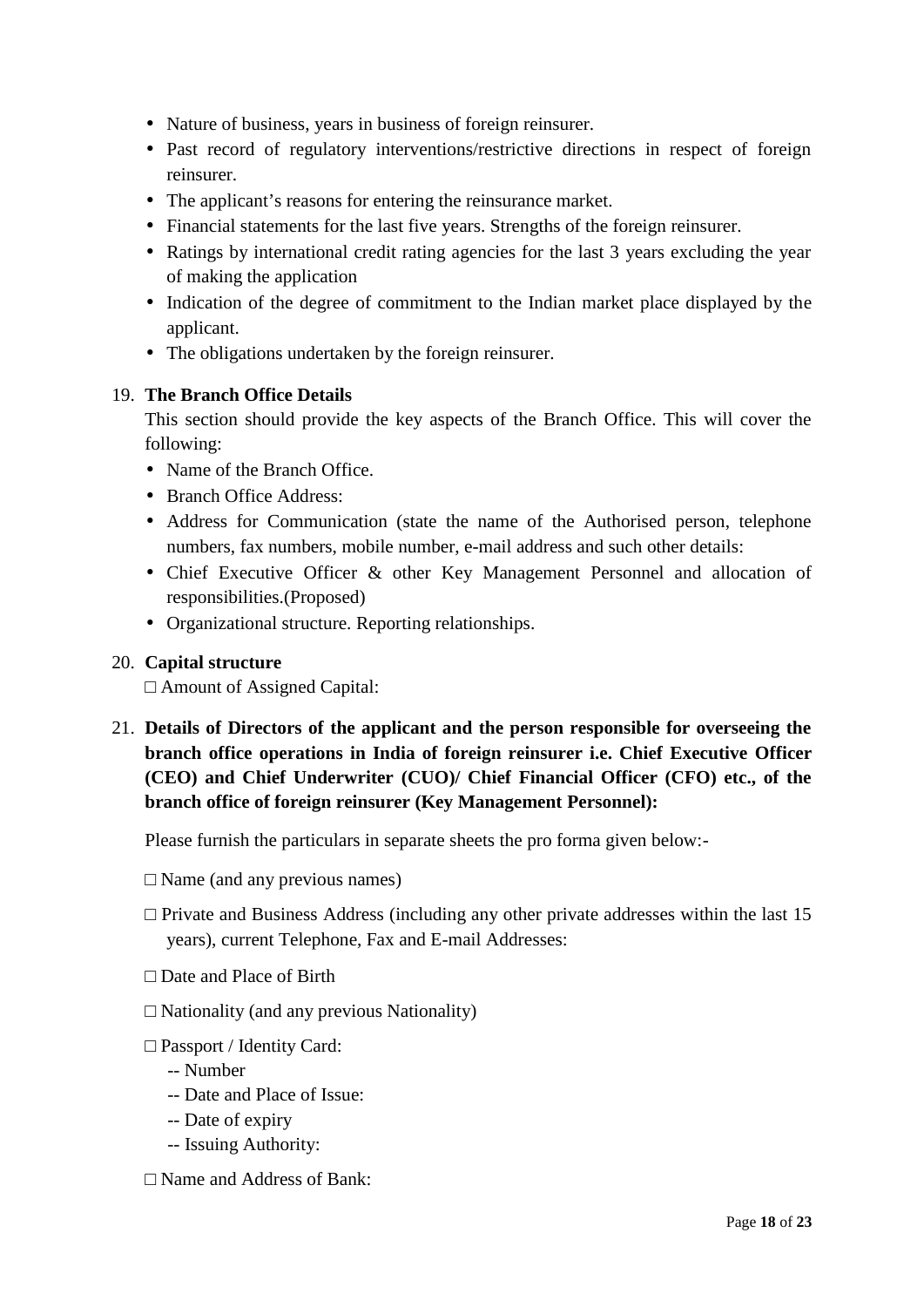- Nature of business, years in business of foreign reinsurer.
- Past record of regulatory interventions/restrictive directions in respect of foreign reinsurer.
- The applicant's reasons for entering the reinsurance market.
- Financial statements for the last five years. Strengths of the foreign reinsurer.
- Ratings by international credit rating agencies for the last 3 years excluding the year of making the application
- Indication of the degree of commitment to the Indian market place displayed by the applicant.
- The obligations undertaken by the foreign reinsurer.

19. **The Branch Office Details**

    This section should provide the key aspects of the Branch Office. This will cover the following:

    - Name of the Branch Office.
    - Branch Office Address:
    - Address for Communication (state the name of the Authorised person, telephone numbers, fax numbers, mobile number, e-mail address and such other details:
    - Chief Executive Officer & other Key Management Personnel and allocation of responsibilities.(Proposed)
    - Organizational structure. Reporting relationships.

20. **Capital structure**

    □ Amount of Assigned Capital:

21. **Details of Directors of the applicant and the person responsible for overseeing the branch office operations in India of foreign reinsurer i.e. Chief Executive Officer (CEO) and Chief Underwriter (CUO)/ Chief Financial Officer (CFO) etc., of the branch office of foreign reinsurer (Key Management Personnel):**

    Please furnish the particulars in separate sheets the pro forma given below:-

    □ Name (and any previous names)

    □ Private and Business Address (including any other private addresses within the last 15 years), current Telephone, Fax and E-mail Addresses:

    □ Date and Place of Birth

    □ Nationality (and any previous Nationality)

    □ Passport / Identity Card:
    -- Number
    -- Date and Place of Issue:
    -- Date of expiry
    -- Issuing Authority:

    □ Name and Address of Bank: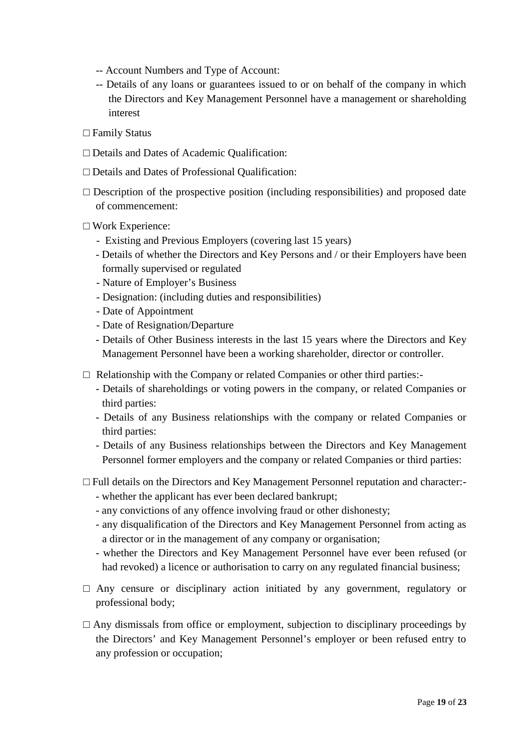-- Account Numbers and Type of Account:

-- Details of any loans or guarantees issued to or on behalf of the company in which the Directors and Key Management Personnel have a management or shareholding interest

□ Family Status

□ Details and Dates of Academic Qualification:

□ Details and Dates of Professional Qualification:

□ Description of the prospective position (including responsibilities) and proposed date of commencement:

□ Work Experience:

- Existing and Previous Employers (covering last 15 years)
- Details of whether the Directors and Key Persons and / or their Employers have been formally supervised or regulated
- Nature of Employer's Business
- Designation: (including duties and responsibilities)
- Date of Appointment
- Date of Resignation/Departure
- Details of Other Business interests in the last 15 years where the Directors and Key Management Personnel have been a working shareholder, director or controller.

□ Relationship with the Company or related Companies or other third parties:-

- Details of shareholdings or voting powers in the company, or related Companies or third parties:
- Details of any Business relationships with the company or related Companies or third parties:
- Details of any Business relationships between the Directors and Key Management Personnel former employers and the company or related Companies or third parties:

□ Full details on the Directors and Key Management Personnel reputation and character:-

- whether the applicant has ever been declared bankrupt;
- any convictions of any offence involving fraud or other dishonesty;
- any disqualification of the Directors and Key Management Personnel from acting as a director or in the management of any company or organisation;
- whether the Directors and Key Management Personnel have ever been refused (or had revoked) a licence or authorisation to carry on any regulated financial business;

□ Any censure or disciplinary action initiated by any government, regulatory or professional body;

□ Any dismissals from office or employment, subjection to disciplinary proceedings by the Directors' and Key Management Personnel's employer or been refused entry to any profession or occupation;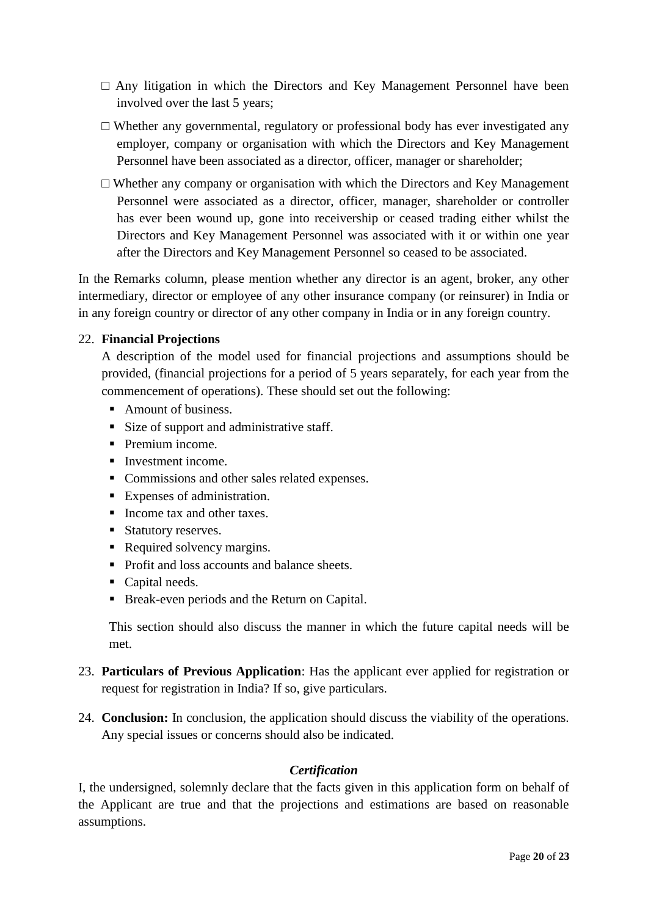- □ Any litigation in which the Directors and Key Management Personnel have been involved over the last 5 years;
- □ Whether any governmental, regulatory or professional body has ever investigated any employer, company or organisation with which the Directors and Key Management Personnel have been associated as a director, officer, manager or shareholder;
- □ Whether any company or organisation with which the Directors and Key Management Personnel were associated as a director, officer, manager, shareholder or controller has ever been wound up, gone into receivership or ceased trading either whilst the Directors and Key Management Personnel was associated with it or within one year after the Directors and Key Management Personnel so ceased to be associated.

In the Remarks column, please mention whether any director is an agent, broker, any other intermediary, director or employee of any other insurance company (or reinsurer) in India or in any foreign country or director of any other company in India or in any foreign country.

22. **Financial Projections**

    A description of the model used for financial projections and assumptions should be provided, (financial projections for a period of 5 years separately, for each year from the commencement of operations). These should set out the following:

    - Amount of business.
    - Size of support and administrative staff.
    - Premium income.
    - Investment income.
    - Commissions and other sales related expenses.
    - Expenses of administration.
    - Income tax and other taxes.
    - Statutory reserves.
    - Required solvency margins.
    - Profit and loss accounts and balance sheets.
    - Capital needs.
    - Break-even periods and the Return on Capital.

    This section should also discuss the manner in which the future capital needs will be met.

23. **Particulars of Previous Application**: Has the applicant ever applied for registration or request for registration in India? If so, give particulars.

24. **Conclusion:** In conclusion, the application should discuss the viability of the operations. Any special issues or concerns should also be indicated.

***Certification***

I, the undersigned, solemnly declare that the facts given in this application form on behalf of the Applicant are true and that the projections and estimations are based on reasonable assumptions.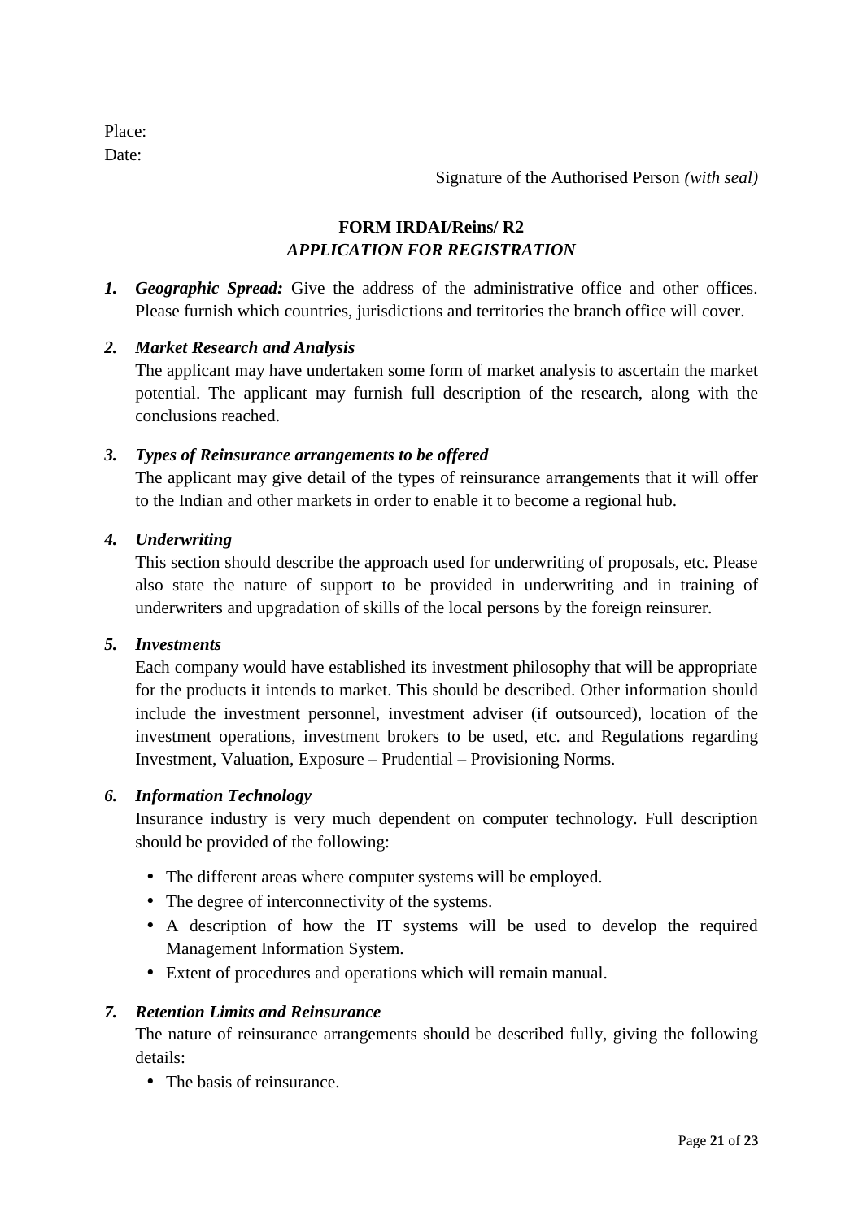Place:
Date:

Signature of the Authorised Person *(with seal)*

**FORM IRDAI/Reins/ R2**
***APPLICATION FOR REGISTRATION***

1. ***Geographic Spread:*** Give the address of the administrative office and other offices. Please furnish which countries, jurisdictions and territories the branch office will cover.

2. ***Market Research and Analysis***
   The applicant may have undertaken some form of market analysis to ascertain the market potential. The applicant may furnish full description of the research, along with the conclusions reached.

3. ***Types of Reinsurance arrangements to be offered***
   The applicant may give detail of the types of reinsurance arrangements that it will offer to the Indian and other markets in order to enable it to become a regional hub.

4. ***Underwriting***
   This section should describe the approach used for underwriting of proposals, etc. Please also state the nature of support to be provided in underwriting and in training of underwriters and upgradation of skills of the local persons by the foreign reinsurer.

5. ***Investments***
   Each company would have established its investment philosophy that will be appropriate for the products it intends to market. This should be described. Other information should include the investment personnel, investment adviser (if outsourced), location of the investment operations, investment brokers to be used, etc. and Regulations regarding Investment, Valuation, Exposure – Prudential – Provisioning Norms.

6. ***Information Technology***
   Insurance industry is very much dependent on computer technology. Full description should be provided of the following:

   - The different areas where computer systems will be employed.
   - The degree of interconnectivity of the systems.
   - A description of how the IT systems will be used to develop the required Management Information System.
   - Extent of procedures and operations which will remain manual.

7. ***Retention Limits and Reinsurance***
   The nature of reinsurance arrangements should be described fully, giving the following details:

   - The basis of reinsurance.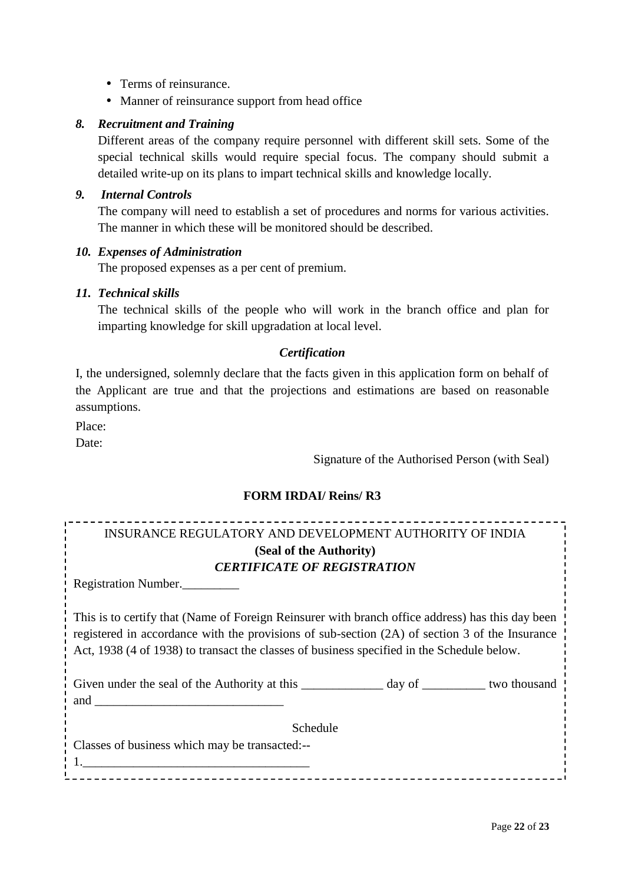- Terms of reinsurance.
- Manner of reinsurance support from head office

***8. Recruitment and Training***

Different areas of the company require personnel with different skill sets. Some of the special technical skills would require special focus. The company should submit a detailed write-up on its plans to impart technical skills and knowledge locally.

***9. Internal Controls***

The company will need to establish a set of procedures and norms for various activities. The manner in which these will be monitored should be described.

***10. Expenses of Administration***

The proposed expenses as a per cent of premium.

***11. Technical skills***

The technical skills of the people who will work in the branch office and plan for imparting knowledge for skill upgradation at local level.

***Certification***

I, the undersigned, solemnly declare that the facts given in this application form on behalf of the Applicant are true and that the projections and estimations are based on reasonable assumptions.

Place:

Date:

Signature of the Authorised Person (with Seal)

**FORM IRDAI/ Reins/ R3**

INSURANCE REGULATORY AND DEVELOPMENT AUTHORITY OF INDIA

**(Seal of the Authority)**

***CERTIFICATE OF REGISTRATION***

Registration Number.\_\_\_\_\_\_\_\_\_

This is to certify that (Name of Foreign Reinsurer with branch office address) has this day been registered in accordance with the provisions of sub-section (2A) of section 3 of the Insurance Act, 1938 (4 of 1938) to transact the classes of business specified in the Schedule below.

Given under the seal of the Authority at this \_\_\_\_\_\_\_\_\_\_\_\_\_ day of \_\_\_\_\_\_\_\_\_\_ two thousand and \_\_\_\_\_\_\_\_\_\_\_\_\_\_\_\_\_\_\_\_\_\_\_\_\_\_\_\_\_\_

Schedule

Classes of business which may be transacted:--

1.\_\_\_\_\_\_\_\_\_\_\_\_\_\_\_\_\_\_\_\_\_\_\_\_\_\_\_\_\_\_\_\_\_\_\_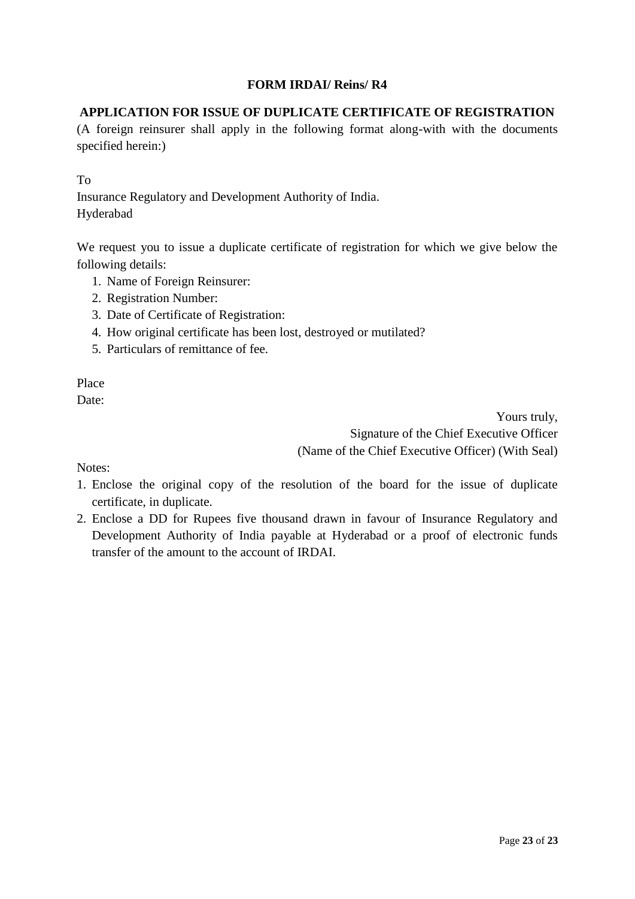**FORM IRDAI/ Reins/ R4**

**APPLICATION FOR ISSUE OF DUPLICATE CERTIFICATE OF REGISTRATION**

(A foreign reinsurer shall apply in the following format along-with with the documents specified herein:)

To

Insurance Regulatory and Development Authority of India.

Hyderabad

We request you to issue a duplicate certificate of registration for which we give below the following details:

1. Name of Foreign Reinsurer:
2. Registration Number:
3. Date of Certificate of Registration:
4. How original certificate has been lost, destroyed or mutilated?
5. Particulars of remittance of fee.

Place

Date:

Yours truly,

Signature of the Chief Executive Officer

(Name of the Chief Executive Officer) (With Seal)

Notes:

1. Enclose the original copy of the resolution of the board for the issue of duplicate certificate, in duplicate.
2. Enclose a DD for Rupees five thousand drawn in favour of Insurance Regulatory and Development Authority of India payable at Hyderabad or a proof of electronic funds transfer of the amount to the account of IRDAI.